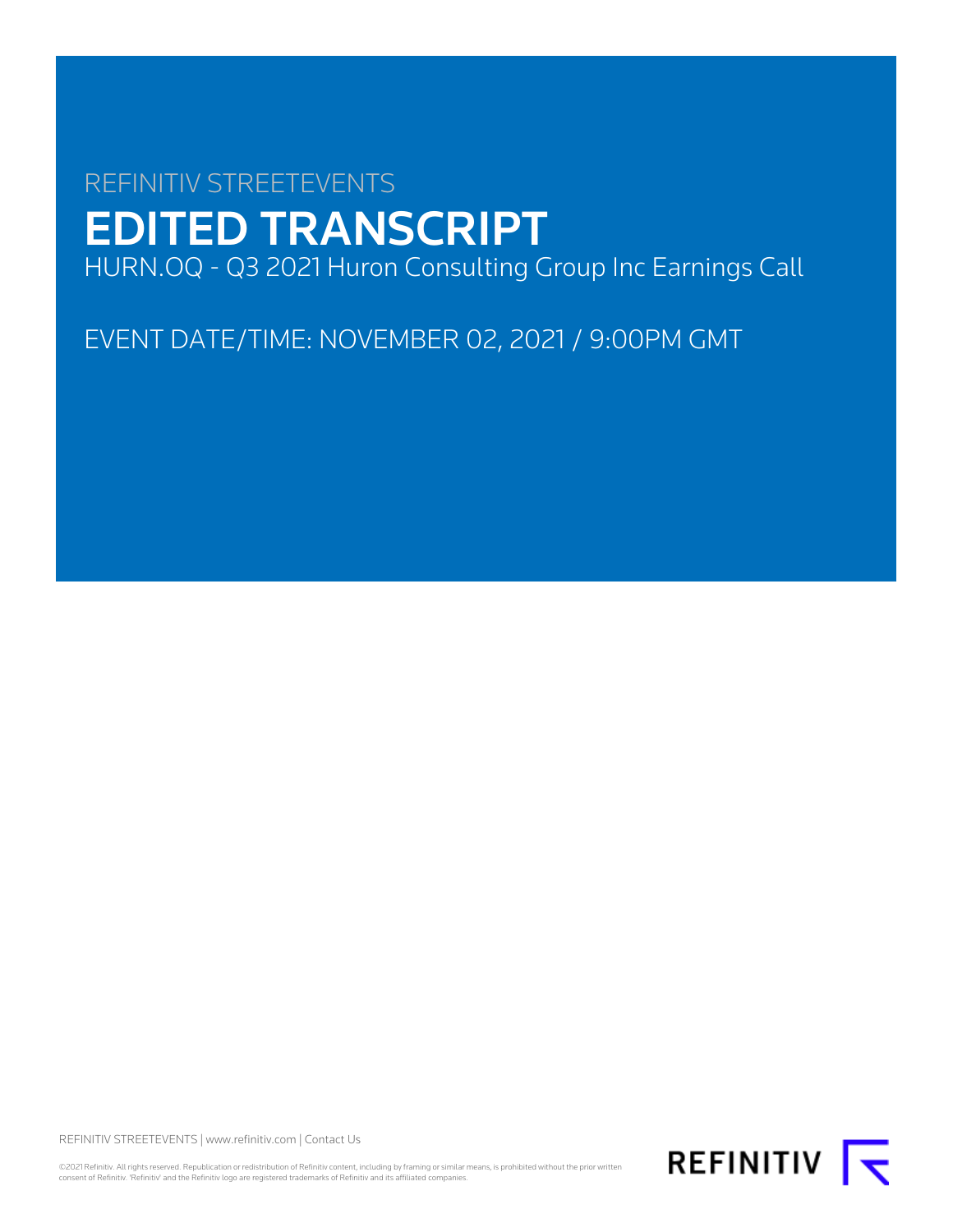REFINITIV STREETEVENTS

# EDITED TRANSCRIPT

HURN.OQ - Q3 2021 Huron Consulting Group Inc Earnings Call

EVENT DATE/TIME: NOVEMBER 02, 2021 / 9:00PM GMT

REFINITIV STREETEVENTS | www.refinitiv.com | Contact Us

©2021 Refinitiv. All rights reserved. Republication or redistribution of Refinitiv content, including by framing or similar means, is prohibited without the prior written consent of Refinitiv. 'Refinitiv' and the Refinitiv logo are registered trademarks of Refinitiv and its affiliated companies.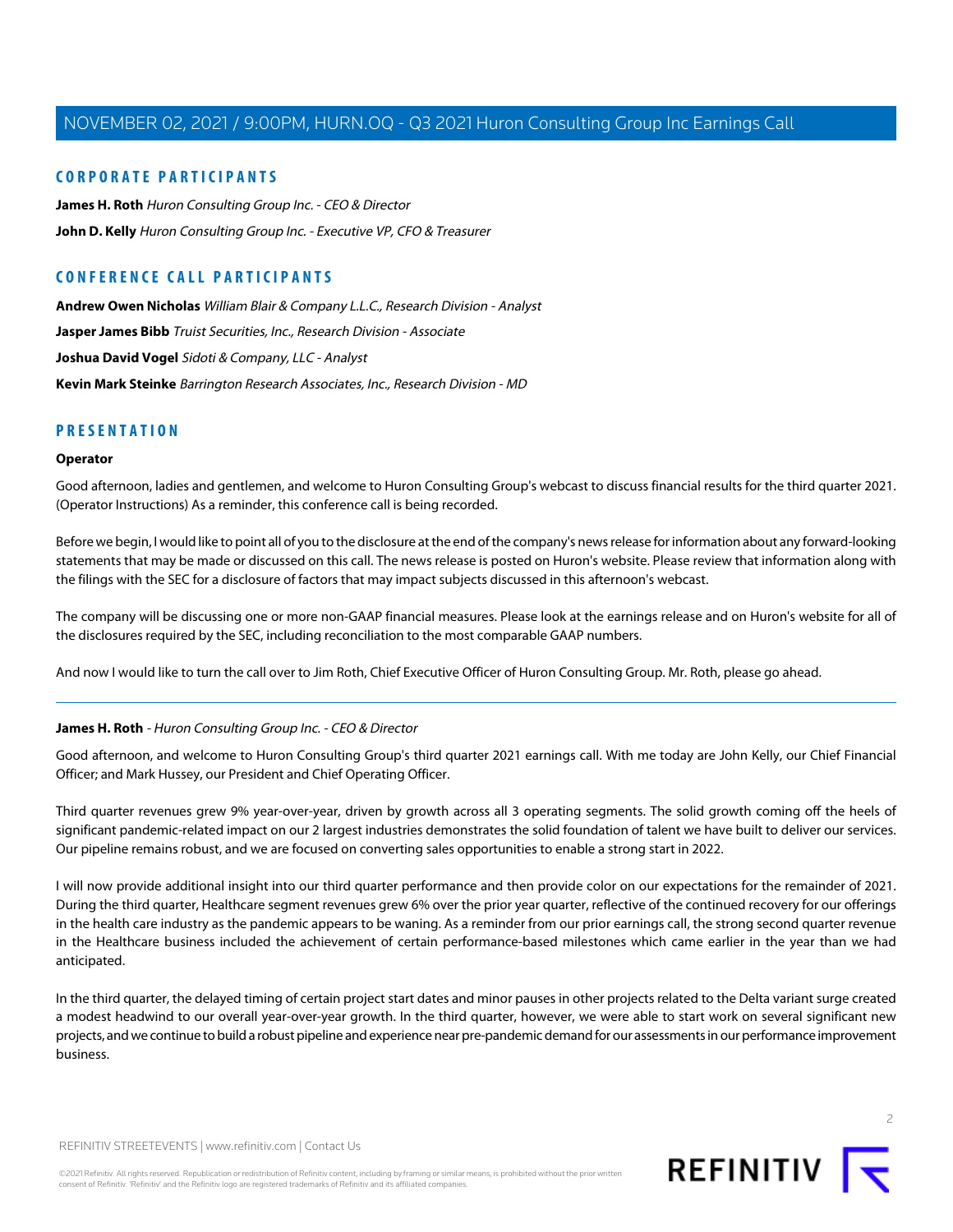## CORPORATE PARTICIPANTS

**James H. Roth** *Huron Consulting Group Inc. - CEO & Director*

**John D. Kelly** *Huron Consulting Group Inc. - Executive VP, CFO & Treasurer*

## CONFERENCE CALL PARTICIPANTS

**Andrew Owen Nicholas** *William Blair & Company L.L.C., Research Division - Analyst*

**Jasper James Bibb** *Truist Securities, Inc., Research Division - Associate*

**Joshua David Vogel** *Sidoti & Company, LLC - Analyst*

**Kevin Mark Steinke** *Barrington Research Associates, Inc., Research Division - MD*

## PRESENTATION

### Operator

Good afternoon, ladies and gentlemen, and welcome to Huron Consulting Group's webcast to discuss financial results for the third quarter 2021. (Operator Instructions) As a reminder, this conference call is being recorded.

Before we begin, I would like to point all of you to the disclosure at the end of the company's news release for information about any forward-looking statements that may be made or discussed on this call. The news release is posted on Huron's website. Please review that information along with the filings with the SEC for a disclosure of factors that may impact subjects discussed in this afternoon's webcast.

The company will be discussing one or more non-GAAP financial measures. Please look at the earnings release and on Huron's website for all of the disclosures required by the SEC, including reconciliation to the most comparable GAAP numbers.

And now I would like to turn the call over to Jim Roth, Chief Executive Officer of Huron Consulting Group. Mr. Roth, please go ahead.

---

### James H. Roth - *Huron Consulting Group Inc. - CEO & Director*

Good afternoon, and welcome to Huron Consulting Group's third quarter 2021 earnings call. With me today are John Kelly, our Chief Financial Officer; and Mark Hussey, our President and Chief Operating Officer.

Third quarter revenues grew 9% year-over-year, driven by growth across all 3 operating segments. The solid growth coming off the heels of significant pandemic-related impact on our 2 largest industries demonstrates the solid foundation of talent we have built to deliver our services. Our pipeline remains robust, and we are focused on converting sales opportunities to enable a strong start in 2022.

I will now provide additional insight into our third quarter performance and then provide color on our expectations for the remainder of 2021. During the third quarter, Healthcare segment revenues grew 6% over the prior year quarter, reflective of the continued recovery for our offerings in the health care industry as the pandemic appears to be waning. As a reminder from our prior earnings call, the strong second quarter revenue in the Healthcare business included the achievement of certain performance-based milestones which came earlier in the year than we had anticipated.

In the third quarter, the delayed timing of certain project start dates and minor pauses in other projects related to the Delta variant surge created a modest headwind to our overall year-over-year growth. In the third quarter, however, we were able to start work on several significant new projects, and we continue to build a robust pipeline and experience near pre-pandemic demand for our assessments in our performance improvement business.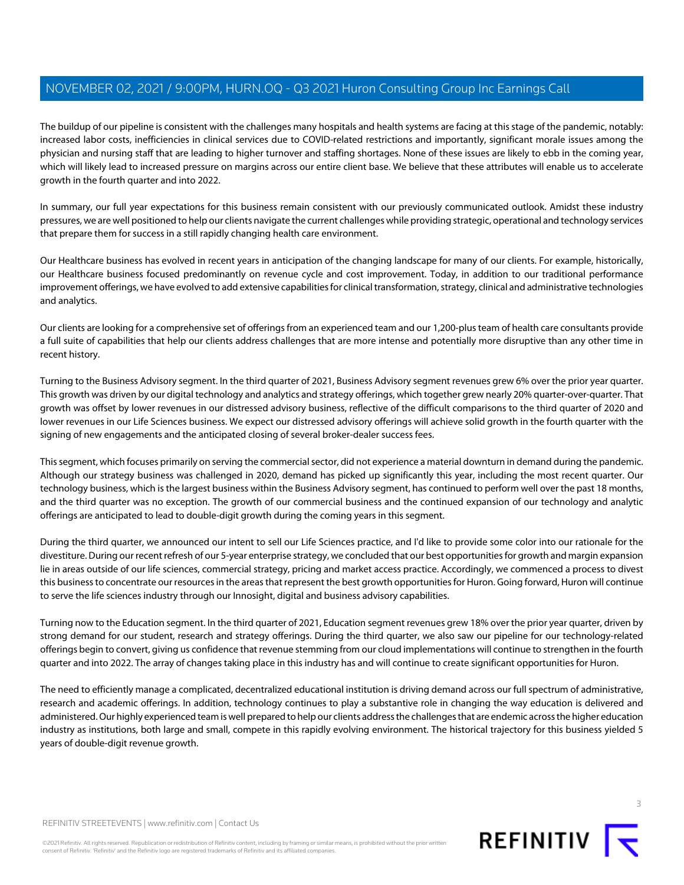The buildup of our pipeline is consistent with the challenges many hospitals and health systems are facing at this stage of the pandemic, notably: increased labor costs, inefficiencies in clinical services due to COVID-related restrictions and importantly, significant morale issues among the physician and nursing staff that are leading to higher turnover and staffing shortages. None of these issues are likely to ebb in the coming year, which will likely lead to increased pressure on margins across our entire client base. We believe that these attributes will enable us to accelerate growth in the fourth quarter and into 2022.

In summary, our full year expectations for this business remain consistent with our previously communicated outlook. Amidst these industry pressures, we are well positioned to help our clients navigate the current challenges while providing strategic, operational and technology services that prepare them for success in a still rapidly changing health care environment.

Our Healthcare business has evolved in recent years in anticipation of the changing landscape for many of our clients. For example, historically, our Healthcare business focused predominantly on revenue cycle and cost improvement. Today, in addition to our traditional performance improvement offerings, we have evolved to add extensive capabilities for clinical transformation, strategy, clinical and administrative technologies and analytics.

Our clients are looking for a comprehensive set of offerings from an experienced team and our 1,200-plus team of health care consultants provide a full suite of capabilities that help our clients address challenges that are more intense and potentially more disruptive than any other time in recent history.

Turning to the Business Advisory segment. In the third quarter of 2021, Business Advisory segment revenues grew 6% over the prior year quarter. This growth was driven by our digital technology and analytics and strategy offerings, which together grew nearly 20% quarter-over-quarter. That growth was offset by lower revenues in our distressed advisory business, reflective of the difficult comparisons to the third quarter of 2020 and lower revenues in our Life Sciences business. We expect our distressed advisory offerings will achieve solid growth in the fourth quarter with the signing of new engagements and the anticipated closing of several broker-dealer success fees.

This segment, which focuses primarily on serving the commercial sector, did not experience a material downturn in demand during the pandemic. Although our strategy business was challenged in 2020, demand has picked up significantly this year, including the most recent quarter. Our technology business, which is the largest business within the Business Advisory segment, has continued to perform well over the past 18 months, and the third quarter was no exception. The growth of our commercial business and the continued expansion of our technology and analytic offerings are anticipated to lead to double-digit growth during the coming years in this segment.

During the third quarter, we announced our intent to sell our Life Sciences practice, and I'd like to provide some color into our rationale for the divestiture. During our recent refresh of our 5-year enterprise strategy, we concluded that our best opportunities for growth and margin expansion lie in areas outside of our life sciences, commercial strategy, pricing and market access practice. Accordingly, we commenced a process to divest this business to concentrate our resources in the areas that represent the best growth opportunities for Huron. Going forward, Huron will continue to serve the life sciences industry through our Innosight, digital and business advisory capabilities.

Turning now to the Education segment. In the third quarter of 2021, Education segment revenues grew 18% over the prior year quarter, driven by strong demand for our student, research and strategy offerings. During the third quarter, we also saw our pipeline for our technology-related offerings begin to convert, giving us confidence that revenue stemming from our cloud implementations will continue to strengthen in the fourth quarter and into 2022. The array of changes taking place in this industry has and will continue to create significant opportunities for Huron.

The need to efficiently manage a complicated, decentralized educational institution is driving demand across our full spectrum of administrative, research and academic offerings. In addition, technology continues to play a substantive role in changing the way education is delivered and administered. Our highly experienced team is well prepared to help our clients address the challenges that are endemic across the higher education industry as institutions, both large and small, compete in this rapidly evolving environment. The historical trajectory for this business yielded 5 years of double-digit revenue growth.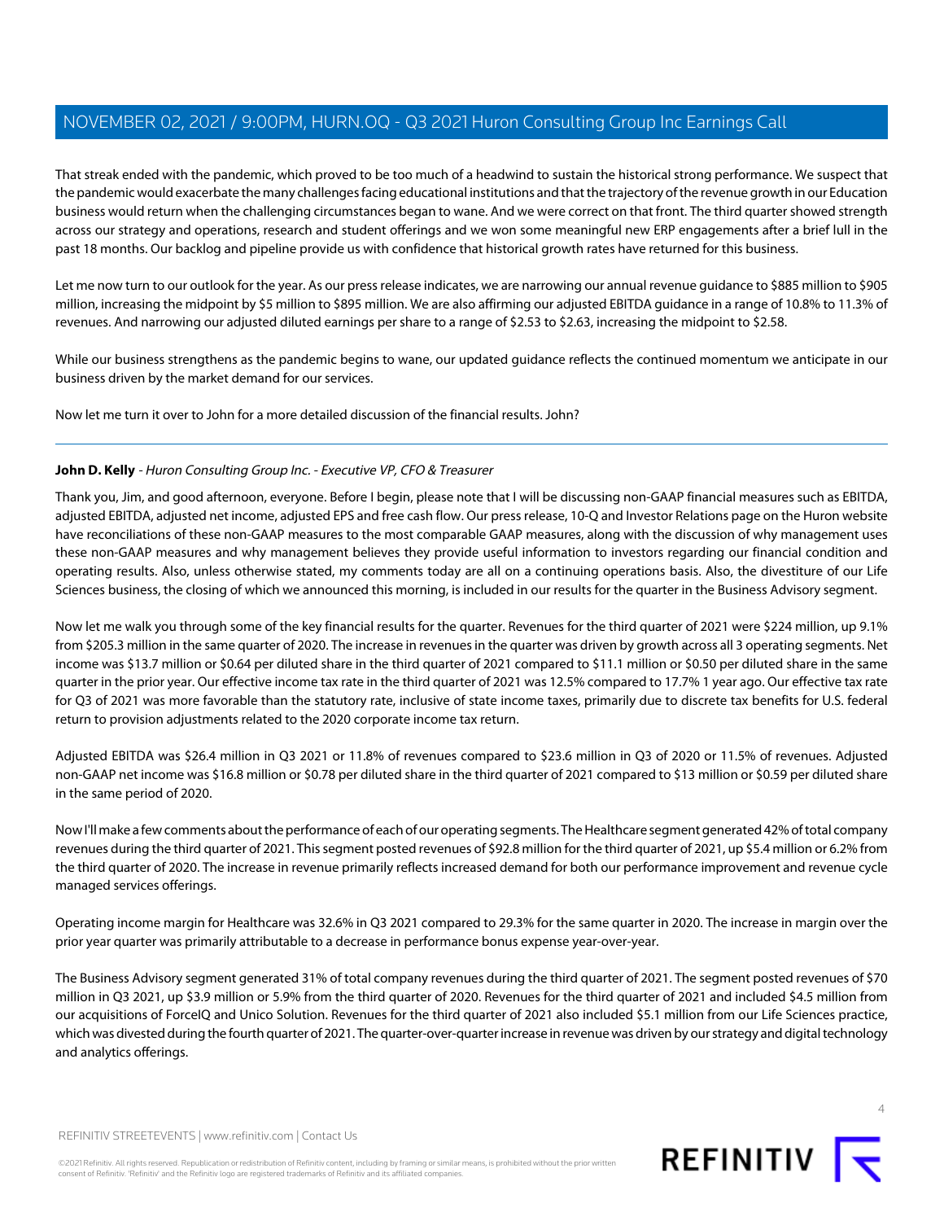That streak ended with the pandemic, which proved to be too much of a headwind to sustain the historical strong performance. We suspect that the pandemic would exacerbate the many challenges facing educational institutions and that the trajectory of the revenue growth in our Education business would return when the challenging circumstances began to wane. And we were correct on that front. The third quarter showed strength across our strategy and operations, research and student offerings and we won some meaningful new ERP engagements after a brief lull in the past 18 months. Our backlog and pipeline provide us with confidence that historical growth rates have returned for this business.

Let me now turn to our outlook for the year. As our press release indicates, we are narrowing our annual revenue guidance to $885 million to $905 million, increasing the midpoint by $5 million to $895 million. We are also affirming our adjusted EBITDA guidance in a range of 10.8% to 11.3% of revenues. And narrowing our adjusted diluted earnings per share to a range of $2.53 to $2.63, increasing the midpoint to $2.58.

While our business strengthens as the pandemic begins to wane, our updated guidance reflects the continued momentum we anticipate in our business driven by the market demand for our services.

Now let me turn it over to John for a more detailed discussion of the financial results. John?

---

**John D. Kelly** - *Huron Consulting Group Inc. - Executive VP, CFO & Treasurer*

Thank you, Jim, and good afternoon, everyone. Before I begin, please note that I will be discussing non-GAAP financial measures such as EBITDA, adjusted EBITDA, adjusted net income, adjusted EPS and free cash flow. Our press release, 10-Q and Investor Relations page on the Huron website have reconciliations of these non-GAAP measures to the most comparable GAAP measures, along with the discussion of why management uses these non-GAAP measures and why management believes they provide useful information to investors regarding our financial condition and operating results. Also, unless otherwise stated, my comments today are all on a continuing operations basis. Also, the divestiture of our Life Sciences business, the closing of which we announced this morning, is included in our results for the quarter in the Business Advisory segment.

Now let me walk you through some of the key financial results for the quarter. Revenues for the third quarter of 2021 were $224 million, up 9.1% from $205.3 million in the same quarter of 2020. The increase in revenues in the quarter was driven by growth across all 3 operating segments. Net income was $13.7 million or $0.64 per diluted share in the third quarter of 2021 compared to $11.1 million or $0.50 per diluted share in the same quarter in the prior year. Our effective income tax rate in the third quarter of 2021 was 12.5% compared to 17.7% 1 year ago. Our effective tax rate for Q3 of 2021 was more favorable than the statutory rate, inclusive of state income taxes, primarily due to discrete tax benefits for U.S. federal return to provision adjustments related to the 2020 corporate income tax return.

Adjusted EBITDA was $26.4 million in Q3 2021 or 11.8% of revenues compared to $23.6 million in Q3 of 2020 or 11.5% of revenues. Adjusted non-GAAP net income was $16.8 million or $0.78 per diluted share in the third quarter of 2021 compared to $13 million or $0.59 per diluted share in the same period of 2020.

Now I'll make a few comments about the performance of each of our operating segments. The Healthcare segment generated 42% of total company revenues during the third quarter of 2021. This segment posted revenues of $92.8 million for the third quarter of 2021, up $5.4 million or 6.2% from the third quarter of 2020. The increase in revenue primarily reflects increased demand for both our performance improvement and revenue cycle managed services offerings.

Operating income margin for Healthcare was 32.6% in Q3 2021 compared to 29.3% for the same quarter in 2020. The increase in margin over the prior year quarter was primarily attributable to a decrease in performance bonus expense year-over-year.

The Business Advisory segment generated 31% of total company revenues during the third quarter of 2021. The segment posted revenues of $70 million in Q3 2021, up $3.9 million or 5.9% from the third quarter of 2020. Revenues for the third quarter of 2021 and included $4.5 million from our acquisitions of ForceIQ and Unico Solution. Revenues for the third quarter of 2021 also included $5.1 million from our Life Sciences practice, which was divested during the fourth quarter of 2021. The quarter-over-quarter increase in revenue was driven by our strategy and digital technology and analytics offerings.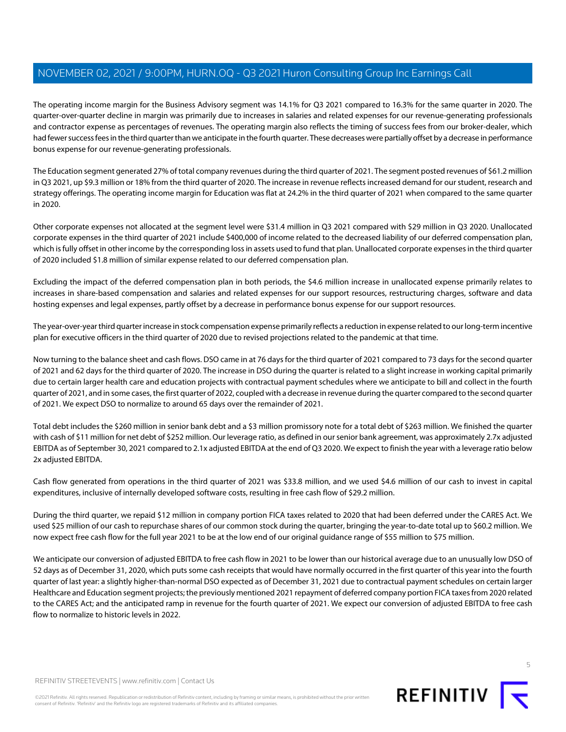The operating income margin for the Business Advisory segment was 14.1% for Q3 2021 compared to 16.3% for the same quarter in 2020. The quarter-over-quarter decline in margin was primarily due to increases in salaries and related expenses for our revenue-generating professionals and contractor expense as percentages of revenues. The operating margin also reflects the timing of success fees from our broker-dealer, which had fewer success fees in the third quarter than we anticipate in the fourth quarter. These decreases were partially offset by a decrease in performance bonus expense for our revenue-generating professionals.

The Education segment generated 27% of total company revenues during the third quarter of 2021. The segment posted revenues of $61.2 million in Q3 2021, up $9.3 million or 18% from the third quarter of 2020. The increase in revenue reflects increased demand for our student, research and strategy offerings. The operating income margin for Education was flat at 24.2% in the third quarter of 2021 when compared to the same quarter in 2020.

Other corporate expenses not allocated at the segment level were $31.4 million in Q3 2021 compared with $29 million in Q3 2020. Unallocated corporate expenses in the third quarter of 2021 include $400,000 of income related to the decreased liability of our deferred compensation plan, which is fully offset in other income by the corresponding loss in assets used to fund that plan. Unallocated corporate expenses in the third quarter of 2020 included $1.8 million of similar expense related to our deferred compensation plan.

Excluding the impact of the deferred compensation plan in both periods, the $4.6 million increase in unallocated expense primarily relates to increases in share-based compensation and salaries and related expenses for our support resources, restructuring charges, software and data hosting expenses and legal expenses, partly offset by a decrease in performance bonus expense for our support resources.

The year-over-year third quarter increase in stock compensation expense primarily reflects a reduction in expense related to our long-term incentive plan for executive officers in the third quarter of 2020 due to revised projections related to the pandemic at that time.

Now turning to the balance sheet and cash flows. DSO came in at 76 days for the third quarter of 2021 compared to 73 days for the second quarter of 2021 and 62 days for the third quarter of 2020. The increase in DSO during the quarter is related to a slight increase in working capital primarily due to certain larger health care and education projects with contractual payment schedules where we anticipate to bill and collect in the fourth quarter of 2021, and in some cases, the first quarter of 2022, coupled with a decrease in revenue during the quarter compared to the second quarter of 2021. We expect DSO to normalize to around 65 days over the remainder of 2021.

Total debt includes the $260 million in senior bank debt and a $3 million promissory note for a total debt of $263 million. We finished the quarter with cash of $11 million for net debt of $252 million. Our leverage ratio, as defined in our senior bank agreement, was approximately 2.7x adjusted EBITDA as of September 30, 2021 compared to 2.1x adjusted EBITDA at the end of Q3 2020. We expect to finish the year with a leverage ratio below 2x adjusted EBITDA.

Cash flow generated from operations in the third quarter of 2021 was $33.8 million, and we used $4.6 million of our cash to invest in capital expenditures, inclusive of internally developed software costs, resulting in free cash flow of $29.2 million.

During the third quarter, we repaid $12 million in company portion FICA taxes related to 2020 that had been deferred under the CARES Act. We used $25 million of our cash to repurchase shares of our common stock during the quarter, bringing the year-to-date total up to $60.2 million. We now expect free cash flow for the full year 2021 to be at the low end of our original guidance range of $55 million to $75 million.

We anticipate our conversion of adjusted EBITDA to free cash flow in 2021 to be lower than our historical average due to an unusually low DSO of 52 days as of December 31, 2020, which puts some cash receipts that would have normally occurred in the first quarter of this year into the fourth quarter of last year: a slightly higher-than-normal DSO expected as of December 31, 2021 due to contractual payment schedules on certain larger Healthcare and Education segment projects; the previously mentioned 2021 repayment of deferred company portion FICA taxes from 2020 related to the CARES Act; and the anticipated ramp in revenue for the fourth quarter of 2021. We expect our conversion of adjusted EBITDA to free cash flow to normalize to historic levels in 2022.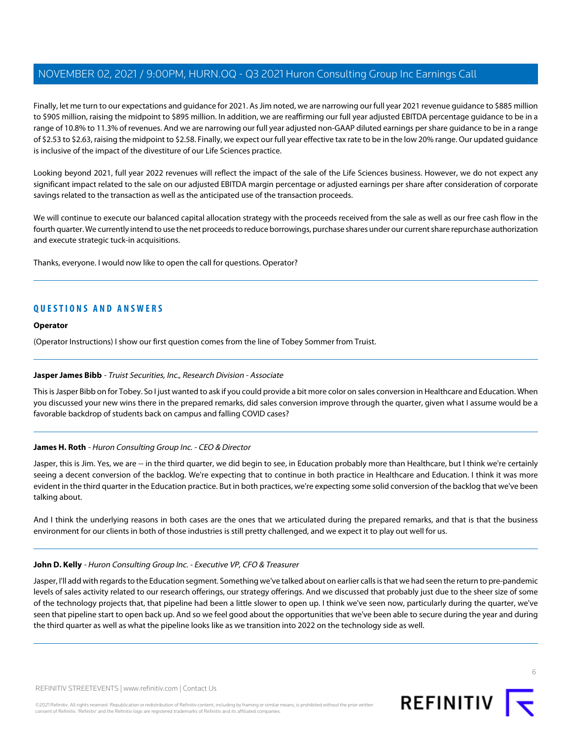Finally, let me turn to our expectations and guidance for 2021. As Jim noted, we are narrowing our full year 2021 revenue guidance to $885 million to $905 million, raising the midpoint to $895 million. In addition, we are reaffirming our full year adjusted EBITDA percentage guidance to be in a range of 10.8% to 11.3% of revenues. And we are narrowing our full year adjusted non-GAAP diluted earnings per share guidance to be in a range of $2.53 to $2.63, raising the midpoint to $2.58. Finally, we expect our full year effective tax rate to be in the low 20% range. Our updated guidance is inclusive of the impact of the divestiture of our Life Sciences practice.

Looking beyond 2021, full year 2022 revenues will reflect the impact of the sale of the Life Sciences business. However, we do not expect any significant impact related to the sale on our adjusted EBITDA margin percentage or adjusted earnings per share after consideration of corporate savings related to the transaction as well as the anticipated use of the transaction proceeds.

We will continue to execute our balanced capital allocation strategy with the proceeds received from the sale as well as our free cash flow in the fourth quarter. We currently intend to use the net proceeds to reduce borrowings, purchase shares under our current share repurchase authorization and execute strategic tuck-in acquisitions.

Thanks, everyone. I would now like to open the call for questions. Operator?

## QUESTIONS AND ANSWERS

**Operator**

(Operator Instructions) I show our first question comes from the line of Tobey Sommer from Truist.

**Jasper James Bibb** - *Truist Securities, Inc., Research Division - Associate*

This is Jasper Bibb on for Tobey. So I just wanted to ask if you could provide a bit more color on sales conversion in Healthcare and Education. When you discussed your new wins there in the prepared remarks, did sales conversion improve through the quarter, given what I assume would be a favorable backdrop of students back on campus and falling COVID cases?

**James H. Roth** - *Huron Consulting Group Inc. - CEO & Director*

Jasper, this is Jim. Yes, we are -- in the third quarter, we did begin to see, in Education probably more than Healthcare, but I think we're certainly seeing a decent conversion of the backlog. We're expecting that to continue in both practice in Healthcare and Education. I think it was more evident in the third quarter in the Education practice. But in both practices, we're expecting some solid conversion of the backlog that we've been talking about.

And I think the underlying reasons in both cases are the ones that we articulated during the prepared remarks, and that is that the business environment for our clients in both of those industries is still pretty challenged, and we expect it to play out well for us.

**John D. Kelly** - *Huron Consulting Group Inc. - Executive VP, CFO & Treasurer*

Jasper, I'll add with regards to the Education segment. Something we've talked about on earlier calls is that we had seen the return to pre-pandemic levels of sales activity related to our research offerings, our strategy offerings. And we discussed that probably just due to the sheer size of some of the technology projects that, that pipeline had been a little slower to open up. I think we've seen now, particularly during the quarter, we've seen that pipeline start to open back up. And so we feel good about the opportunities that we've been able to secure during the year and during the third quarter as well as what the pipeline looks like as we transition into 2022 on the technology side as well.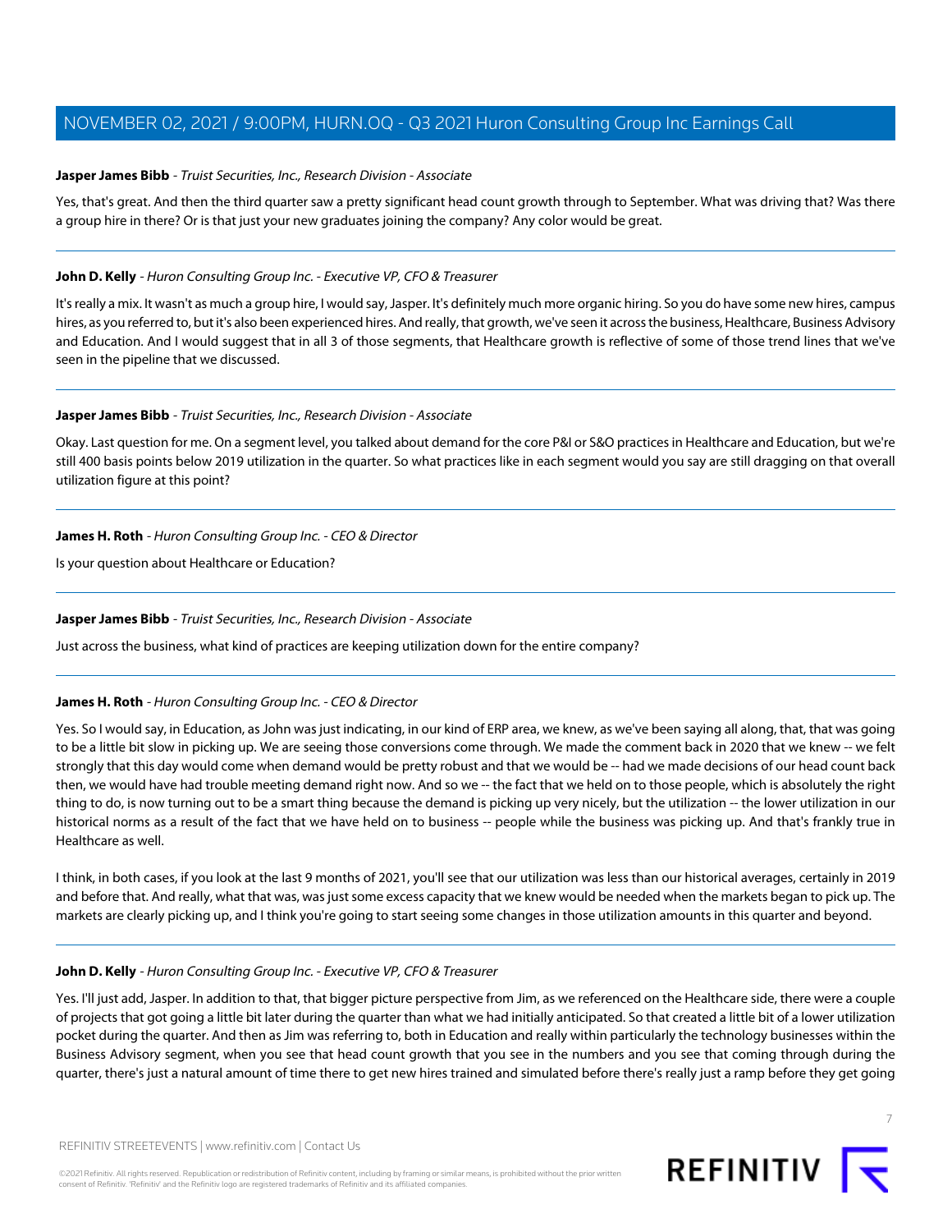**Jasper James Bibb** - *Truist Securities, Inc., Research Division - Associate*

Yes, that's great. And then the third quarter saw a pretty significant head count growth through to September. What was driving that? Was there a group hire in there? Or is that just your new graduates joining the company? Any color would be great.

---

**John D. Kelly** - *Huron Consulting Group Inc. - Executive VP, CFO & Treasurer*

It's really a mix. It wasn't as much a group hire, I would say, Jasper. It's definitely much more organic hiring. So you do have some new hires, campus hires, as you referred to, but it's also been experienced hires. And really, that growth, we've seen it across the business, Healthcare, Business Advisory and Education. And I would suggest that in all 3 of those segments, that Healthcare growth is reflective of some of those trend lines that we've seen in the pipeline that we discussed.

---

**Jasper James Bibb** - *Truist Securities, Inc., Research Division - Associate*

Okay. Last question for me. On a segment level, you talked about demand for the core P&I or S&O practices in Healthcare and Education, but we're still 400 basis points below 2019 utilization in the quarter. So what practices like in each segment would you say are still dragging on that overall utilization figure at this point?

---

**James H. Roth** - *Huron Consulting Group Inc. - CEO & Director*

Is your question about Healthcare or Education?

---

**Jasper James Bibb** - *Truist Securities, Inc., Research Division - Associate*

Just across the business, what kind of practices are keeping utilization down for the entire company?

---

**James H. Roth** - *Huron Consulting Group Inc. - CEO & Director*

Yes. So I would say, in Education, as John was just indicating, in our kind of ERP area, we knew, as we've been saying all along, that, that was going to be a little bit slow in picking up. We are seeing those conversions come through. We made the comment back in 2020 that we knew -- we felt strongly that this day would come when demand would be pretty robust and that we would be -- had we made decisions of our head count back then, we would have had trouble meeting demand right now. And so we -- the fact that we held on to those people, which is absolutely the right thing to do, is now turning out to be a smart thing because the demand is picking up very nicely, but the utilization -- the lower utilization in our historical norms as a result of the fact that we have held on to business -- people while the business was picking up. And that's frankly true in Healthcare as well.

I think, in both cases, if you look at the last 9 months of 2021, you'll see that our utilization was less than our historical averages, certainly in 2019 and before that. And really, what that was, was just some excess capacity that we knew would be needed when the markets began to pick up. The markets are clearly picking up, and I think you're going to start seeing some changes in those utilization amounts in this quarter and beyond.

---

**John D. Kelly** - *Huron Consulting Group Inc. - Executive VP, CFO & Treasurer*

Yes. I'll just add, Jasper. In addition to that, that bigger picture perspective from Jim, as we referenced on the Healthcare side, there were a couple of projects that got going a little bit later during the quarter than what we had initially anticipated. So that created a little bit of a lower utilization pocket during the quarter. And then as Jim was referring to, both in Education and really within particularly the technology businesses within the Business Advisory segment, when you see that head count growth that you see in the numbers and you see that coming through during the quarter, there's just a natural amount of time there to get new hires trained and simulated before there's really just a ramp before they get going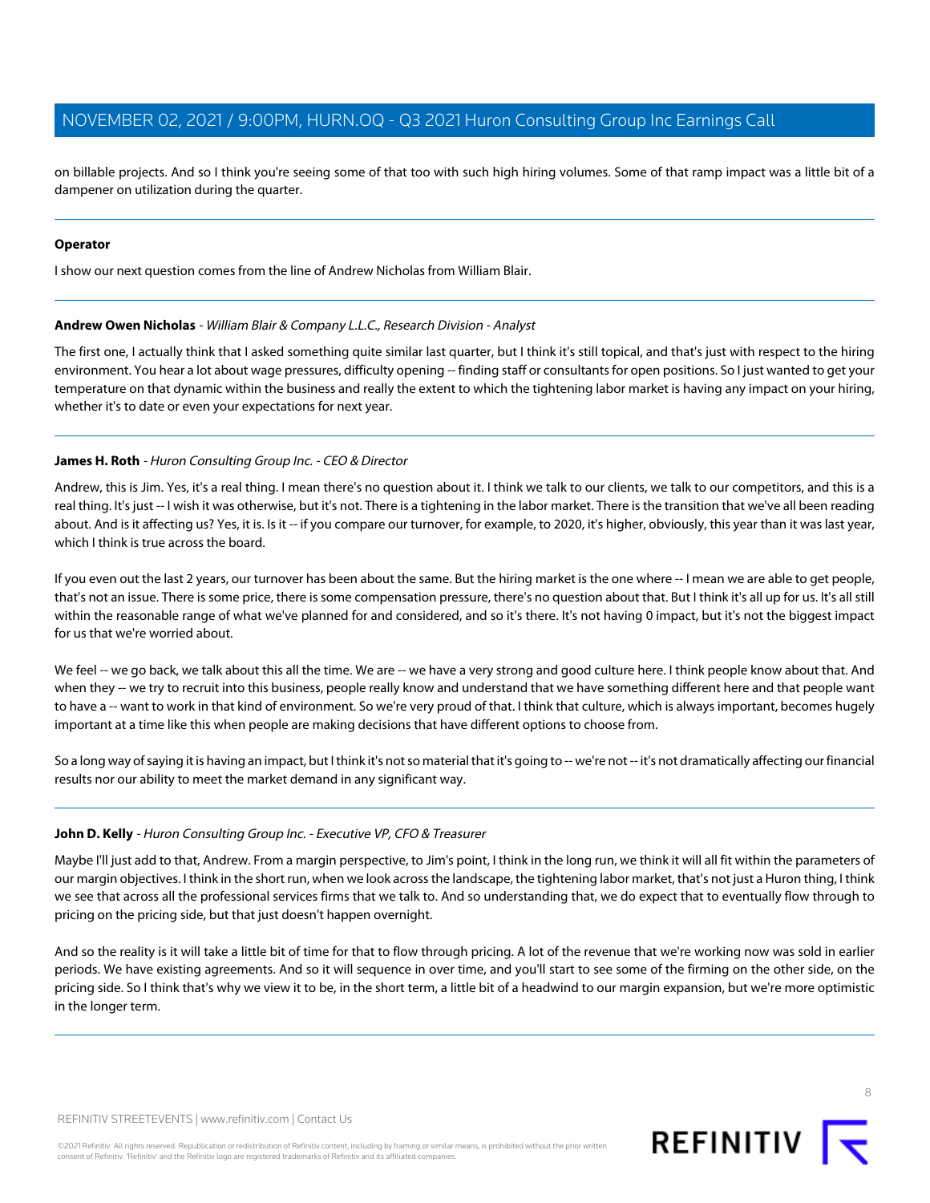on billable projects. And so I think you're seeing some of that too with such high hiring volumes. Some of that ramp impact was a little bit of a dampener on utilization during the quarter.

---

**Operator**

I show our next question comes from the line of Andrew Nicholas from William Blair.

---

**Andrew Owen Nicholas** - *William Blair & Company L.L.C., Research Division - Analyst*

The first one, I actually think that I asked something quite similar last quarter, but I think it's still topical, and that's just with respect to the hiring environment. You hear a lot about wage pressures, difficulty opening -- finding staff or consultants for open positions. So I just wanted to get your temperature on that dynamic within the business and really the extent to which the tightening labor market is having any impact on your hiring, whether it's to date or even your expectations for next year.

---

**James H. Roth** - *Huron Consulting Group Inc. - CEO & Director*

Andrew, this is Jim. Yes, it's a real thing. I mean there's no question about it. I think we talk to our clients, we talk to our competitors, and this is a real thing. It's just -- I wish it was otherwise, but it's not. There is a tightening in the labor market. There is the transition that we've all been reading about. And is it affecting us? Yes, it is. Is it -- if you compare our turnover, for example, to 2020, it's higher, obviously, this year than it was last year, which I think is true across the board.

If you even out the last 2 years, our turnover has been about the same. But the hiring market is the one where -- I mean we are able to get people, that's not an issue. There is some price, there is some compensation pressure, there's no question about that. But I think it's all up for us. It's all still within the reasonable range of what we've planned for and considered, and so it's there. It's not having 0 impact, but it's not the biggest impact for us that we're worried about.

We feel -- we go back, we talk about this all the time. We are -- we have a very strong and good culture here. I think people know about that. And when they -- we try to recruit into this business, people really know and understand that we have something different here and that people want to have a -- want to work in that kind of environment. So we're very proud of that. I think that culture, which is always important, becomes hugely important at a time like this when people are making decisions that have different options to choose from.

So a long way of saying it is having an impact, but I think it's not so material that it's going to -- we're not -- it's not dramatically affecting our financial results nor our ability to meet the market demand in any significant way.

---

**John D. Kelly** - *Huron Consulting Group Inc. - Executive VP, CFO & Treasurer*

Maybe I'll just add to that, Andrew. From a margin perspective, to Jim's point, I think in the long run, we think it will all fit within the parameters of our margin objectives. I think in the short run, when we look across the landscape, the tightening labor market, that's not just a Huron thing, I think we see that across all the professional services firms that we talk to. And so understanding that, we do expect that to eventually flow through to pricing on the pricing side, but that just doesn't happen overnight.

And so the reality is it will take a little bit of time for that to flow through pricing. A lot of the revenue that we're working now was sold in earlier periods. We have existing agreements. And so it will sequence in over time, and you'll start to see some of the firming on the other side, on the pricing side. So I think that's why we view it to be, in the short term, a little bit of a headwind to our margin expansion, but we're more optimistic in the longer term.

---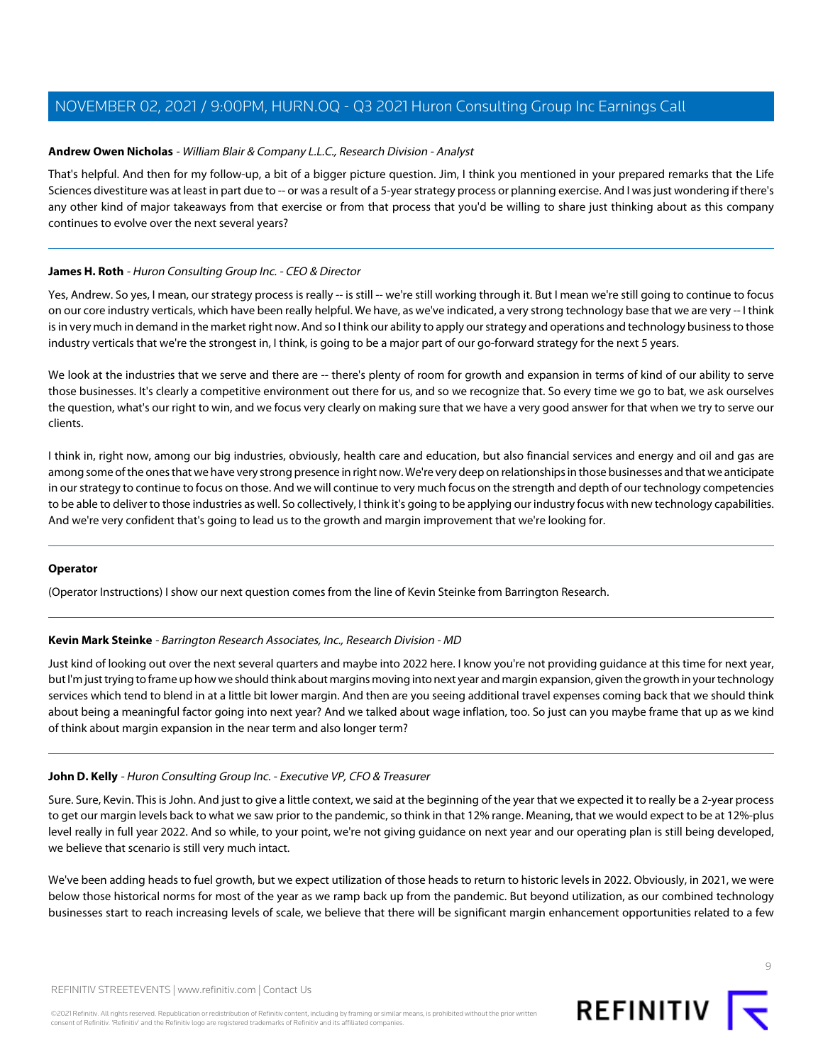**Andrew Owen Nicholas** - *William Blair & Company L.L.C., Research Division - Analyst*

That's helpful. And then for my follow-up, a bit of a bigger picture question. Jim, I think you mentioned in your prepared remarks that the Life Sciences divestiture was at least in part due to -- or was a result of a 5-year strategy process or planning exercise. And I was just wondering if there's any other kind of major takeaways from that exercise or from that process that you'd be willing to share just thinking about as this company continues to evolve over the next several years?

---

**James H. Roth** - *Huron Consulting Group Inc. - CEO & Director*

Yes, Andrew. So yes, I mean, our strategy process is really -- is still -- we're still working through it. But I mean we're still going to continue to focus on our core industry verticals, which have been really helpful. We have, as we've indicated, a very strong technology base that we are very -- I think is in very much in demand in the market right now. And so I think our ability to apply our strategy and operations and technology business to those industry verticals that we're the strongest in, I think, is going to be a major part of our go-forward strategy for the next 5 years.

We look at the industries that we serve and there are -- there's plenty of room for growth and expansion in terms of kind of our ability to serve those businesses. It's clearly a competitive environment out there for us, and so we recognize that. So every time we go to bat, we ask ourselves the question, what's our right to win, and we focus very clearly on making sure that we have a very good answer for that when we try to serve our clients.

I think in, right now, among our big industries, obviously, health care and education, but also financial services and energy and oil and gas are among some of the ones that we have very strong presence in right now. We're very deep on relationships in those businesses and that we anticipate in our strategy to continue to focus on those. And we will continue to very much focus on the strength and depth of our technology competencies to be able to deliver to those industries as well. So collectively, I think it's going to be applying our industry focus with new technology capabilities. And we're very confident that's going to lead us to the growth and margin improvement that we're looking for.

---

**Operator**

(Operator Instructions) I show our next question comes from the line of Kevin Steinke from Barrington Research.

---

**Kevin Mark Steinke** - *Barrington Research Associates, Inc., Research Division - MD*

Just kind of looking out over the next several quarters and maybe into 2022 here. I know you're not providing guidance at this time for next year, but I'm just trying to frame up how we should think about margins moving into next year and margin expansion, given the growth in your technology services which tend to blend in at a little bit lower margin. And then are you seeing additional travel expenses coming back that we should think about being a meaningful factor going into next year? And we talked about wage inflation, too. So just can you maybe frame that up as we kind of think about margin expansion in the near term and also longer term?

---

**John D. Kelly** - *Huron Consulting Group Inc. - Executive VP, CFO & Treasurer*

Sure. Sure, Kevin. This is John. And just to give a little context, we said at the beginning of the year that we expected it to really be a 2-year process to get our margin levels back to what we saw prior to the pandemic, so think in that 12% range. Meaning, that we would expect to be at 12%-plus level really in full year 2022. And so while, to your point, we're not giving guidance on next year and our operating plan is still being developed, we believe that scenario is still very much intact.

We've been adding heads to fuel growth, but we expect utilization of those heads to return to historic levels in 2022. Obviously, in 2021, we were below those historical norms for most of the year as we ramp back up from the pandemic. But beyond utilization, as our combined technology businesses start to reach increasing levels of scale, we believe that there will be significant margin enhancement opportunities related to a few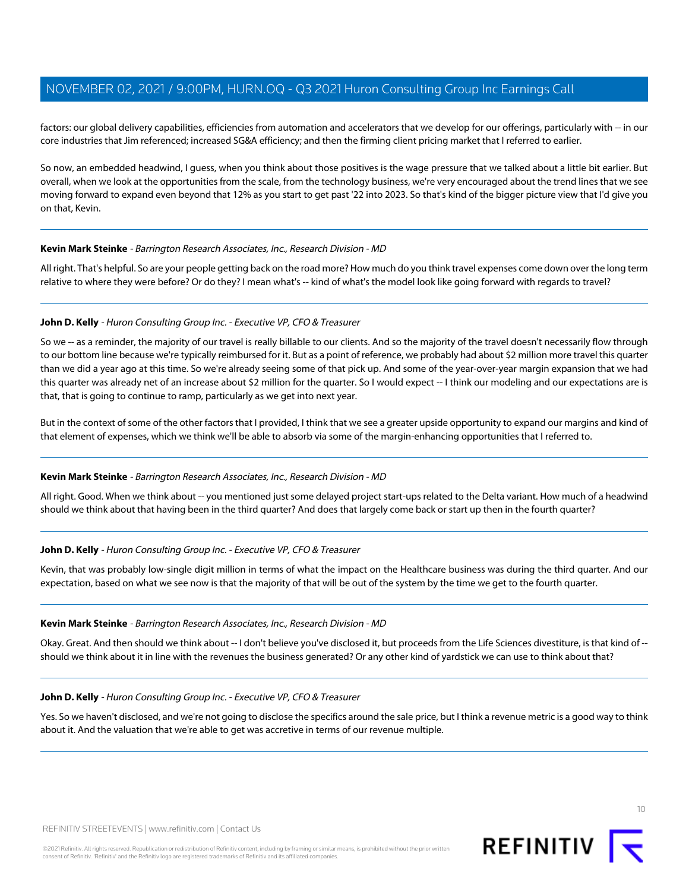factors: our global delivery capabilities, efficiencies from automation and accelerators that we develop for our offerings, particularly with -- in our core industries that Jim referenced; increased SG&A efficiency; and then the firming client pricing market that I referred to earlier.

So now, an embedded headwind, I guess, when you think about those positives is the wage pressure that we talked about a little bit earlier. But overall, when we look at the opportunities from the scale, from the technology business, we're very encouraged about the trend lines that we see moving forward to expand even beyond that 12% as you start to get past '22 into 2023. So that's kind of the bigger picture view that I'd give you on that, Kevin.

---

**Kevin Mark Steinke** - *Barrington Research Associates, Inc., Research Division - MD*

All right. That's helpful. So are your people getting back on the road more? How much do you think travel expenses come down over the long term relative to where they were before? Or do they? I mean what's -- kind of what's the model look like going forward with regards to travel?

---

**John D. Kelly** - *Huron Consulting Group Inc. - Executive VP, CFO & Treasurer*

So we -- as a reminder, the majority of our travel is really billable to our clients. And so the majority of the travel doesn't necessarily flow through to our bottom line because we're typically reimbursed for it. But as a point of reference, we probably had about $2 million more travel this quarter than we did a year ago at this time. So we're already seeing some of that pick up. And some of the year-over-year margin expansion that we had this quarter was already net of an increase about $2 million for the quarter. So I would expect -- I think our modeling and our expectations are is that, that is going to continue to ramp, particularly as we get into next year.

But in the context of some of the other factors that I provided, I think that we see a greater upside opportunity to expand our margins and kind of that element of expenses, which we think we'll be able to absorb via some of the margin-enhancing opportunities that I referred to.

---

**Kevin Mark Steinke** - *Barrington Research Associates, Inc., Research Division - MD*

All right. Good. When we think about -- you mentioned just some delayed project start-ups related to the Delta variant. How much of a headwind should we think about that having been in the third quarter? And does that largely come back or start up then in the fourth quarter?

---

**John D. Kelly** - *Huron Consulting Group Inc. - Executive VP, CFO & Treasurer*

Kevin, that was probably low-single digit million in terms of what the impact on the Healthcare business was during the third quarter. And our expectation, based on what we see now is that the majority of that will be out of the system by the time we get to the fourth quarter.

---

**Kevin Mark Steinke** - *Barrington Research Associates, Inc., Research Division - MD*

Okay. Great. And then should we think about -- I don't believe you've disclosed it, but proceeds from the Life Sciences divestiture, is that kind of -- should we think about it in line with the revenues the business generated? Or any other kind of yardstick we can use to think about that?

---

**John D. Kelly** - *Huron Consulting Group Inc. - Executive VP, CFO & Treasurer*

Yes. So we haven't disclosed, and we're not going to disclose the specifics around the sale price, but I think a revenue metric is a good way to think about it. And the valuation that we're able to get was accretive in terms of our revenue multiple.

---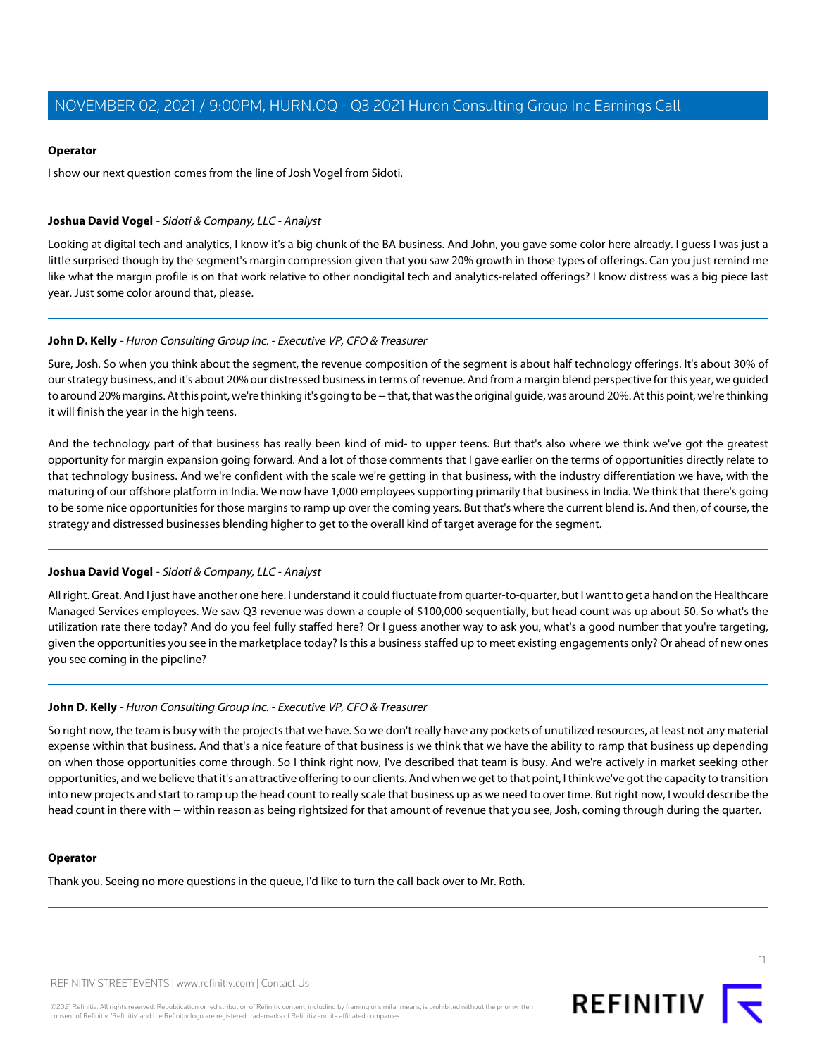**Operator**

I show our next question comes from the line of Josh Vogel from Sidoti.

---

**Joshua David Vogel** - *Sidoti & Company, LLC - Analyst*

Looking at digital tech and analytics, I know it's a big chunk of the BA business. And John, you gave some color here already. I guess I was just a little surprised though by the segment's margin compression given that you saw 20% growth in those types of offerings. Can you just remind me like what the margin profile is on that work relative to other nondigital tech and analytics-related offerings? I know distress was a big piece last year. Just some color around that, please.

---

**John D. Kelly** - *Huron Consulting Group Inc. - Executive VP, CFO & Treasurer*

Sure, Josh. So when you think about the segment, the revenue composition of the segment is about half technology offerings. It's about 30% of our strategy business, and it's about 20% our distressed business in terms of revenue. And from a margin blend perspective for this year, we guided to around 20% margins. At this point, we're thinking it's going to be -- that, that was the original guide, was around 20%. At this point, we're thinking it will finish the year in the high teens.

And the technology part of that business has really been kind of mid- to upper teens. But that's also where we think we've got the greatest opportunity for margin expansion going forward. And a lot of those comments that I gave earlier on the terms of opportunities directly relate to that technology business. And we're confident with the scale we're getting in that business, with the industry differentiation we have, with the maturing of our offshore platform in India. We now have 1,000 employees supporting primarily that business in India. We think that there's going to be some nice opportunities for those margins to ramp up over the coming years. But that's where the current blend is. And then, of course, the strategy and distressed businesses blending higher to get to the overall kind of target average for the segment.

---

**Joshua David Vogel** - *Sidoti & Company, LLC - Analyst*

All right. Great. And I just have another one here. I understand it could fluctuate from quarter-to-quarter, but I want to get a hand on the Healthcare Managed Services employees. We saw Q3 revenue was down a couple of $100,000 sequentially, but head count was up about 50. So what's the utilization rate there today? And do you feel fully staffed here? Or I guess another way to ask you, what's a good number that you're targeting, given the opportunities you see in the marketplace today? Is this a business staffed up to meet existing engagements only? Or ahead of new ones you see coming in the pipeline?

---

**John D. Kelly** - *Huron Consulting Group Inc. - Executive VP, CFO & Treasurer*

So right now, the team is busy with the projects that we have. So we don't really have any pockets of unutilized resources, at least not any material expense within that business. And that's a nice feature of that business is we think that we have the ability to ramp that business up depending on when those opportunities come through. So I think right now, I've described that team is busy. And we're actively in market seeking other opportunities, and we believe that it's an attractive offering to our clients. And when we get to that point, I think we've got the capacity to transition into new projects and start to ramp up the head count to really scale that business up as we need to over time. But right now, I would describe the head count in there with -- within reason as being rightsized for that amount of revenue that you see, Josh, coming through during the quarter.

---

**Operator**

Thank you. Seeing no more questions in the queue, I'd like to turn the call back over to Mr. Roth.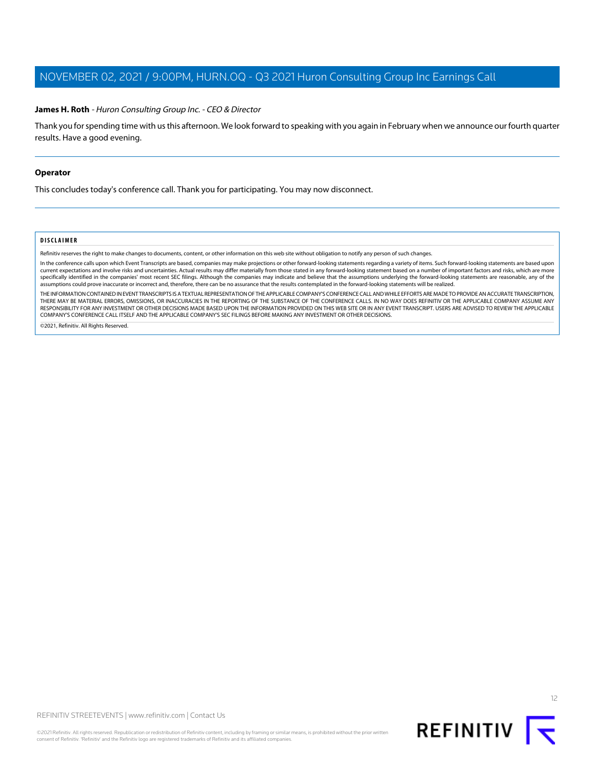**James H. Roth** - *Huron Consulting Group Inc. - CEO & Director*

Thank you for spending time with us this afternoon. We look forward to speaking with you again in February when we announce our fourth quarter results. Have a good evening.

---

**Operator**

This concludes today's conference call. Thank you for participating. You may now disconnect.

---

**DISCLAIMER**

Refinitiv reserves the right to make changes to documents, content, or other information on this web site without obligation to notify any person of such changes.

In the conference calls upon which Event Transcripts are based, companies may make projections or other forward-looking statements regarding a variety of items. Such forward-looking statements are based upon current expectations and involve risks and uncertainties. Actual results may differ materially from those stated in any forward-looking statement based on a number of important factors and risks, which are more specifically identified in the companies' most recent SEC filings. Although the companies may indicate and believe that the assumptions underlying the forward-looking statements are reasonable, any of the assumptions could prove inaccurate or incorrect and, therefore, there can be no assurance that the results contemplated in the forward-looking statements will be realized.

THE INFORMATION CONTAINED IN EVENT TRANSCRIPTS IS A TEXTUAL REPRESENTATION OF THE APPLICABLE COMPANY'S CONFERENCE CALL AND WHILE EFFORTS ARE MADE TO PROVIDE AN ACCURATE TRANSCRIPTION, THERE MAY BE MATERIAL ERRORS, OMISSIONS, OR INACCURACIES IN THE REPORTING OF THE SUBSTANCE OF THE CONFERENCE CALLS. IN NO WAY DOES REFINITIV OR THE APPLICABLE COMPANY ASSUME ANY RESPONSIBILITY FOR ANY INVESTMENT OR OTHER DECISIONS MADE BASED UPON THE INFORMATION PROVIDED ON THIS WEB SITE OR IN ANY EVENT TRANSCRIPT. USERS ARE ADVISED TO REVIEW THE APPLICABLE COMPANY'S CONFERENCE CALL ITSELF AND THE APPLICABLE COMPANY'S SEC FILINGS BEFORE MAKING ANY INVESTMENT OR OTHER DECISIONS.

©2021, Refinitiv. All Rights Reserved.